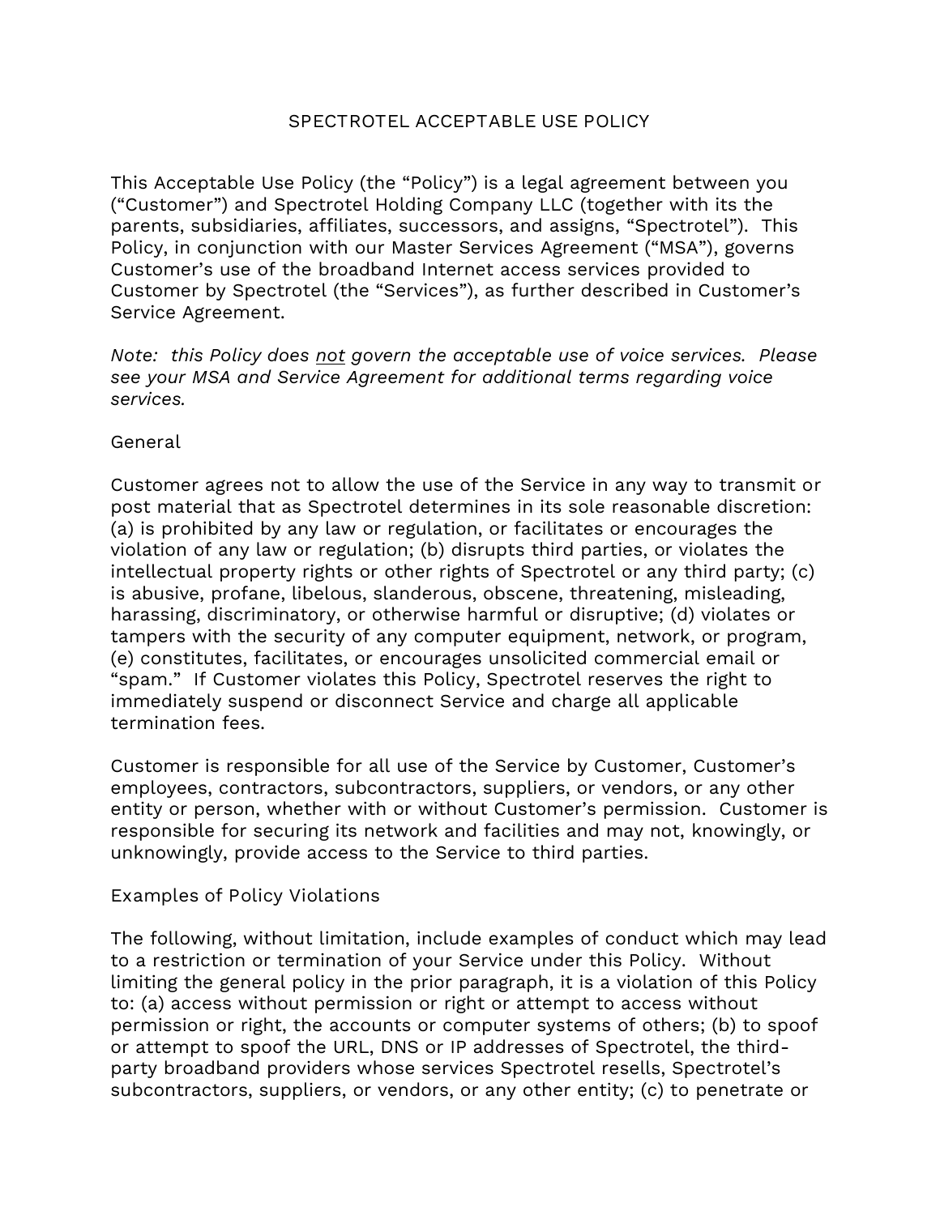# SPECTROTEL ACCEPTABLE USE POLICY

This Acceptable Use Policy (the "Policy") is a legal agreement between you ("Customer") and Spectrotel Holding Company LLC (together with its the parents, subsidiaries, affiliates, successors, and assigns, "Spectrotel"). This Policy, in conjunction with our Master Services Agreement ("MSA"), governs Customer's use of the broadband Internet access services provided to Customer by Spectrotel (the "Services"), as further described in Customer's Service Agreement.

*Note: this Policy does <u>not</u> govern the acceptable use of voice services. Please see your MSA and Service Agreement for additional terms regarding voice services.*

## General

Customer agrees not to allow the use of the Service in any way to transmit or post material that as Spectrotel determines in its sole reasonable discretion: (a) is prohibited by any law or regulation, or facilitates or encourages the violation of any law or regulation; (b) disrupts third parties, or violates the intellectual property rights or other rights of Spectrotel or any third party; (c) is abusive, profane, libelous, slanderous, obscene, threatening, misleading, harassing, discriminatory, or otherwise harmful or disruptive; (d) violates or tampers with the security of any computer equipment, network, or program, (e) constitutes, facilitates, or encourages unsolicited commercial email or "spam." If Customer violates this Policy, Spectrotel reserves the right to immediately suspend or disconnect Service and charge all applicable termination fees.

Customer is responsible for all use of the Service by Customer, Customer's employees, contractors, subcontractors, suppliers, or vendors, or any other entity or person, whether with or without Customer's permission. Customer is responsible for securing its network and facilities and may not, knowingly, or unknowingly, provide access to the Service to third parties.

## Examples of Policy Violations

The following, without limitation, include examples of conduct which may lead to a restriction or termination of your Service under this Policy. Without limiting the general policy in the prior paragraph, it is a violation of this Policy to: (a) access without permission or right or attempt to access without permission or right, the accounts or computer systems of others; (b) to spoof or attempt to spoof the URL, DNS or IP addresses of Spectrotel, the third-party broadband providers whose services Spectrotel resells, Spectrotel's subcontractors, suppliers, or vendors, or any other entity; (c) to penetrate or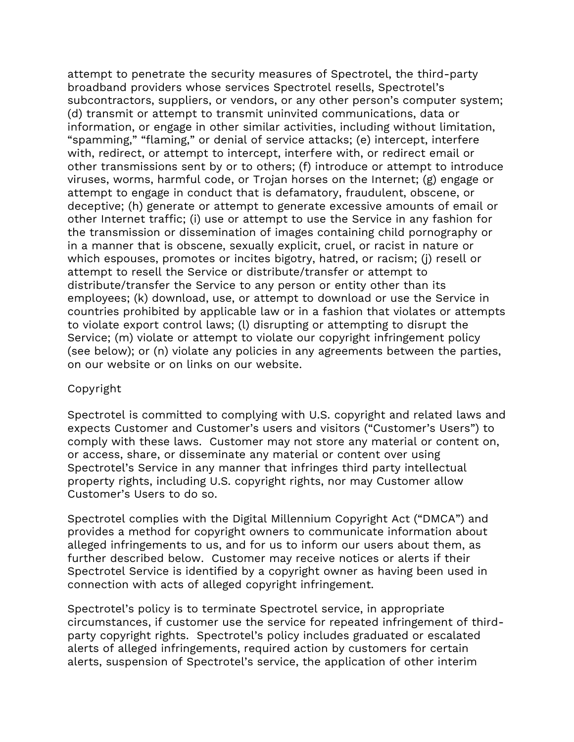attempt to penetrate the security measures of Spectrotel, the third-party broadband providers whose services Spectrotel resells, Spectrotel's subcontractors, suppliers, or vendors, or any other person's computer system; (d) transmit or attempt to transmit uninvited communications, data or information, or engage in other similar activities, including without limitation, "spamming," "flaming," or denial of service attacks; (e) intercept, interfere with, redirect, or attempt to intercept, interfere with, or redirect email or other transmissions sent by or to others; (f) introduce or attempt to introduce viruses, worms, harmful code, or Trojan horses on the Internet; (g) engage or attempt to engage in conduct that is defamatory, fraudulent, obscene, or deceptive; (h) generate or attempt to generate excessive amounts of email or other Internet traffic; (i) use or attempt to use the Service in any fashion for the transmission or dissemination of images containing child pornography or in a manner that is obscene, sexually explicit, cruel, or racist in nature or which espouses, promotes or incites bigotry, hatred, or racism; (j) resell or attempt to resell the Service or distribute/transfer or attempt to distribute/transfer the Service to any person or entity other than its employees; (k) download, use, or attempt to download or use the Service in countries prohibited by applicable law or in a fashion that violates or attempts to violate export control laws; (l) disrupting or attempting to disrupt the Service; (m) violate or attempt to violate our copyright infringement policy (see below); or (n) violate any policies in any agreements between the parties, on our website or on links on our website.

Copyright

Spectrotel is committed to complying with U.S. copyright and related laws and expects Customer and Customer's users and visitors ("Customer's Users") to comply with these laws. Customer may not store any material or content on, or access, share, or disseminate any material or content over using Spectrotel's Service in any manner that infringes third party intellectual property rights, including U.S. copyright rights, nor may Customer allow Customer's Users to do so.

Spectrotel complies with the Digital Millennium Copyright Act ("DMCA") and provides a method for copyright owners to communicate information about alleged infringements to us, and for us to inform our users about them, as further described below. Customer may receive notices or alerts if their Spectrotel Service is identified by a copyright owner as having been used in connection with acts of alleged copyright infringement.

Spectrotel's policy is to terminate Spectrotel service, in appropriate circumstances, if customer use the service for repeated infringement of third-party copyright rights. Spectrotel's policy includes graduated or escalated alerts of alleged infringements, required action by customers for certain alerts, suspension of Spectrotel's service, the application of other interim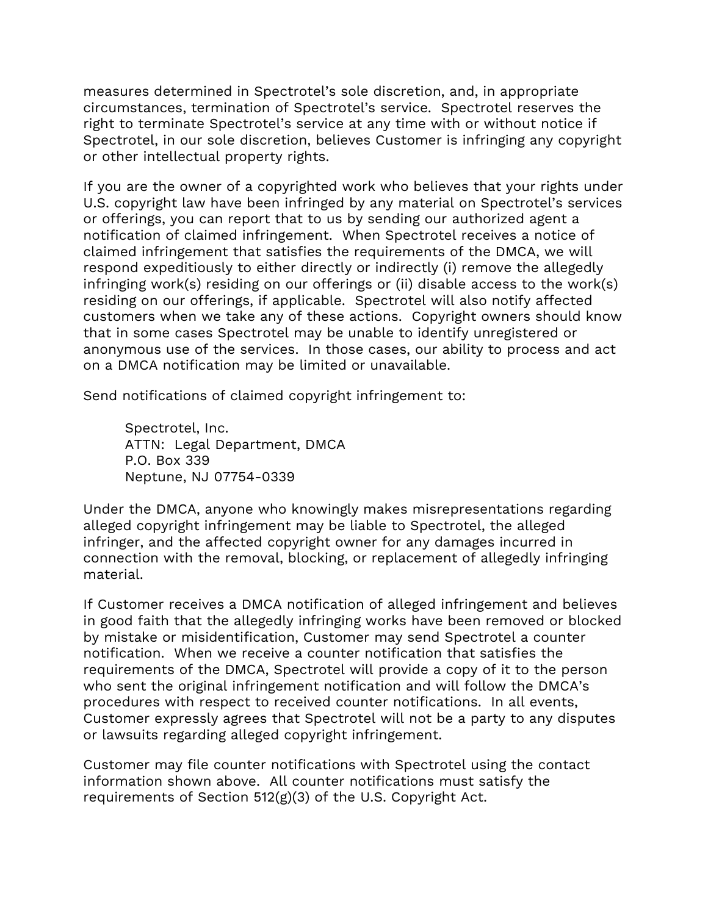measures determined in Spectrotel's sole discretion, and, in appropriate circumstances, termination of Spectrotel's service. Spectrotel reserves the right to terminate Spectrotel's service at any time with or without notice if Spectrotel, in our sole discretion, believes Customer is infringing any copyright or other intellectual property rights.

If you are the owner of a copyrighted work who believes that your rights under U.S. copyright law have been infringed by any material on Spectrotel's services or offerings, you can report that to us by sending our authorized agent a notification of claimed infringement. When Spectrotel receives a notice of claimed infringement that satisfies the requirements of the DMCA, we will respond expeditiously to either directly or indirectly (i) remove the allegedly infringing work(s) residing on our offerings or (ii) disable access to the work(s) residing on our offerings, if applicable. Spectrotel will also notify affected customers when we take any of these actions. Copyright owners should know that in some cases Spectrotel may be unable to identify unregistered or anonymous use of the services. In those cases, our ability to process and act on a DMCA notification may be limited or unavailable.

Send notifications of claimed copyright infringement to:

> Spectrotel, Inc.
> ATTN: Legal Department, DMCA
> P.O. Box 339
> Neptune, NJ 07754-0339

Under the DMCA, anyone who knowingly makes misrepresentations regarding alleged copyright infringement may be liable to Spectrotel, the alleged infringer, and the affected copyright owner for any damages incurred in connection with the removal, blocking, or replacement of allegedly infringing material.

If Customer receives a DMCA notification of alleged infringement and believes in good faith that the allegedly infringing works have been removed or blocked by mistake or misidentification, Customer may send Spectrotel a counter notification. When we receive a counter notification that satisfies the requirements of the DMCA, Spectrotel will provide a copy of it to the person who sent the original infringement notification and will follow the DMCA's procedures with respect to received counter notifications. In all events, Customer expressly agrees that Spectrotel will not be a party to any disputes or lawsuits regarding alleged copyright infringement.

Customer may file counter notifications with Spectrotel using the contact information shown above. All counter notifications must satisfy the requirements of Section 512(g)(3) of the U.S. Copyright Act.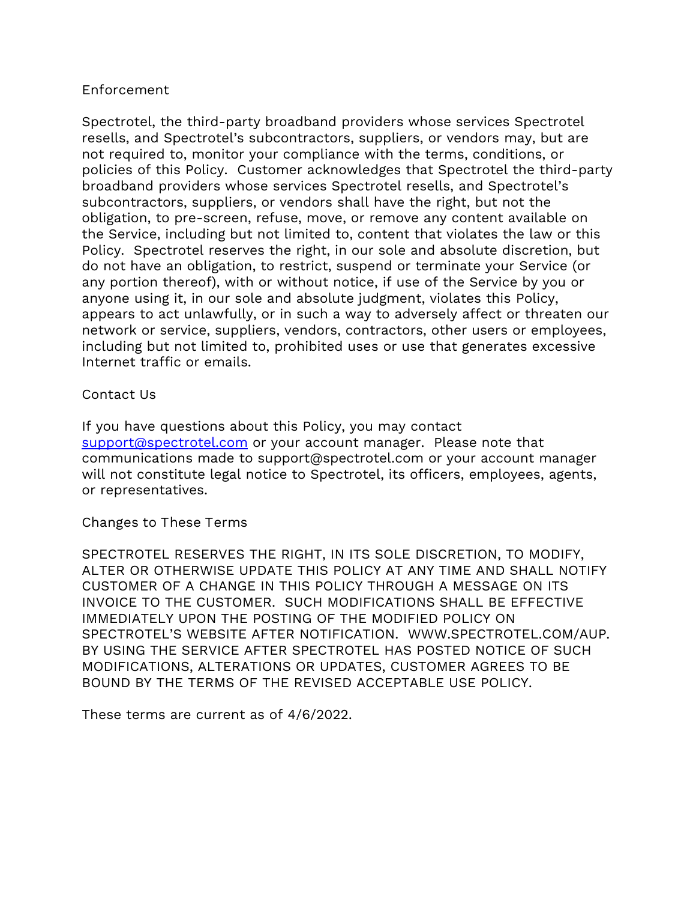## Enforcement

Spectrotel, the third-party broadband providers whose services Spectrotel resells, and Spectrotel's subcontractors, suppliers, or vendors may, but are not required to, monitor your compliance with the terms, conditions, or policies of this Policy. Customer acknowledges that Spectrotel the third-party broadband providers whose services Spectrotel resells, and Spectrotel's subcontractors, suppliers, or vendors shall have the right, but not the obligation, to pre-screen, refuse, move, or remove any content available on the Service, including but not limited to, content that violates the law or this Policy. Spectrotel reserves the right, in our sole and absolute discretion, but do not have an obligation, to restrict, suspend or terminate your Service (or any portion thereof), with or without notice, if use of the Service by you or anyone using it, in our sole and absolute judgment, violates this Policy, appears to act unlawfully, or in such a way to adversely affect or threaten our network or service, suppliers, vendors, contractors, other users or employees, including but not limited to, prohibited uses or use that generates excessive Internet traffic or emails.

## Contact Us

If you have questions about this Policy, you may contact [support@spectrotel.com](mailto:support@spectrotel.com) or your account manager. Please note that communications made to support@spectrotel.com or your account manager will not constitute legal notice to Spectrotel, its officers, employees, agents, or representatives.

## Changes to These Terms

SPECTROTEL RESERVES THE RIGHT, IN ITS SOLE DISCRETION, TO MODIFY, ALTER OR OTHERWISE UPDATE THIS POLICY AT ANY TIME AND SHALL NOTIFY CUSTOMER OF A CHANGE IN THIS POLICY THROUGH A MESSAGE ON ITS INVOICE TO THE CUSTOMER. SUCH MODIFICATIONS SHALL BE EFFECTIVE IMMEDIATELY UPON THE POSTING OF THE MODIFIED POLICY ON SPECTROTEL'S WEBSITE AFTER NOTIFICATION. WWW.SPECTROTEL.COM/AUP. BY USING THE SERVICE AFTER SPECTROTEL HAS POSTED NOTICE OF SUCH MODIFICATIONS, ALTERATIONS OR UPDATES, CUSTOMER AGREES TO BE BOUND BY THE TERMS OF THE REVISED ACCEPTABLE USE POLICY.

These terms are current as of 4/6/2022.